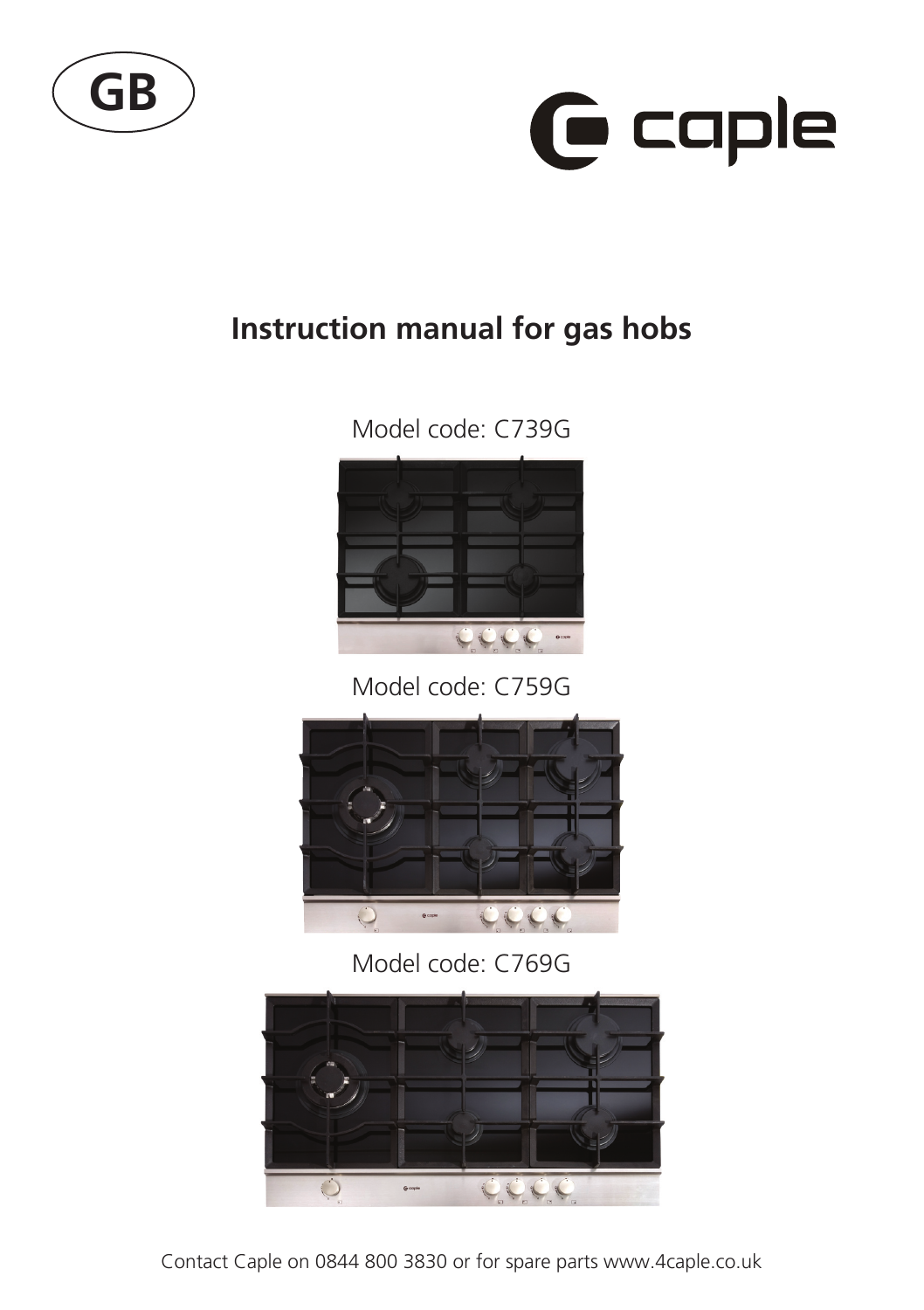GB

caple

# Instruction manual for gas hobs

Model code: C739G

Model code: C759G

Model code: C769G

Contact Caple on 0844 800 3830 or for spare parts www.4caple.co.uk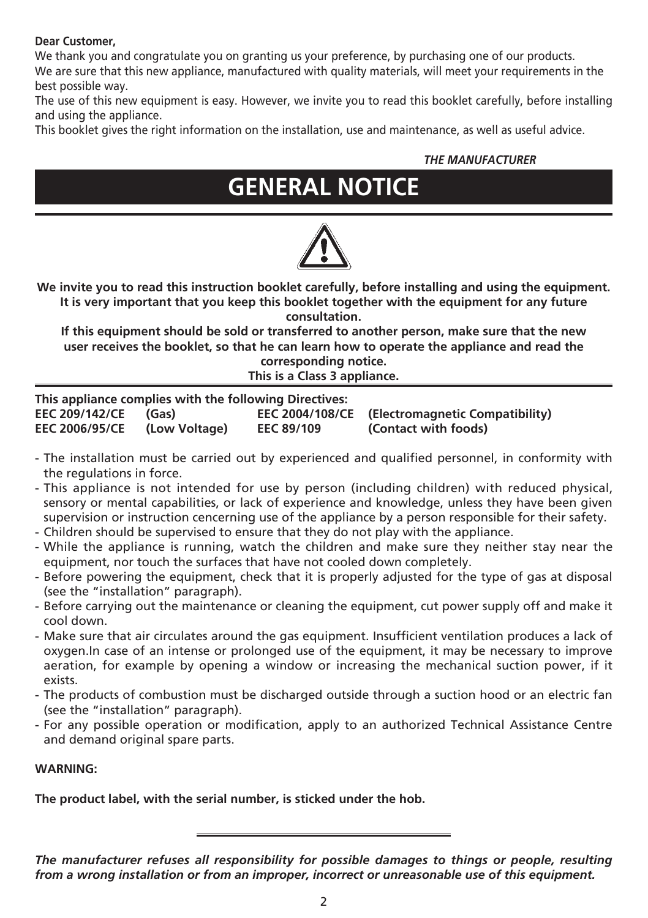**Dear Customer,**

We thank you and congratulate you on granting us your preference, by purchasing one of our products.
We are sure that this new appliance, manufactured with quality materials, will meet your requirements in the best possible way.
The use of this new equipment is easy. However, we invite you to read this booklet carefully, before installing and using the appliance.
This booklet gives the right information on the installation, use and maintenance, as well as useful advice.

***THE MANUFACTURER***

# GENERAL NOTICE

**We invite you to read this instruction booklet carefully, before installing and using the equipment. It is very important that you keep this booklet together with the equipment for any future consultation.**

**If this equipment should be sold or transferred to another person, make sure that the new user receives the booklet, so that he can learn how to operate the appliance and read the corresponding notice.**

**This is a Class 3 appliance.**

**This appliance complies with the following Directives:**

| | | | |
|---|---|---|---|
| **EEC 209/142/CE** | **(Gas)** | **EEC 2004/108/CE** | **(Electromagnetic Compatibility)** |
| **EEC 2006/95/CE** | **(Low Voltage)** | **EEC 89/109** | **(Contact with foods)** |

- The installation must be carried out by experienced and qualified personnel, in conformity with the regulations in force.
- This appliance is not intended for use by person (including children) with reduced physical, sensory or mental capabilities, or lack of experience and knowledge, unless they have been given supervision or instruction cencerning use of the appliance by a person responsible for their safety.
- Children should be supervised to ensure that they do not play with the appliance.
- While the appliance is running, watch the children and make sure they neither stay near the equipment, nor touch the surfaces that have not cooled down completely.
- Before powering the equipment, check that it is properly adjusted for the type of gas at disposal (see the "installation" paragraph).
- Before carrying out the maintenance or cleaning the equipment, cut power supply off and make it cool down.
- Make sure that air circulates around the gas equipment. Insufficient ventilation produces a lack of oxygen.In case of an intense or prolonged use of the equipment, it may be necessary to improve aeration, for example by opening a window or increasing the mechanical suction power, if it exists.
- The products of combustion must be discharged outside through a suction hood or an electric fan (see the "installation" paragraph).
- For any possible operation or modification, apply to an authorized Technical Assistance Centre and demand original spare parts.

**WARNING:**

**The product label, with the serial number, is sticked under the hob.**

***The manufacturer refuses all responsibility for possible damages to things or people, resulting from a wrong installation or from an improper, incorrect or unreasonable use of this equipment.***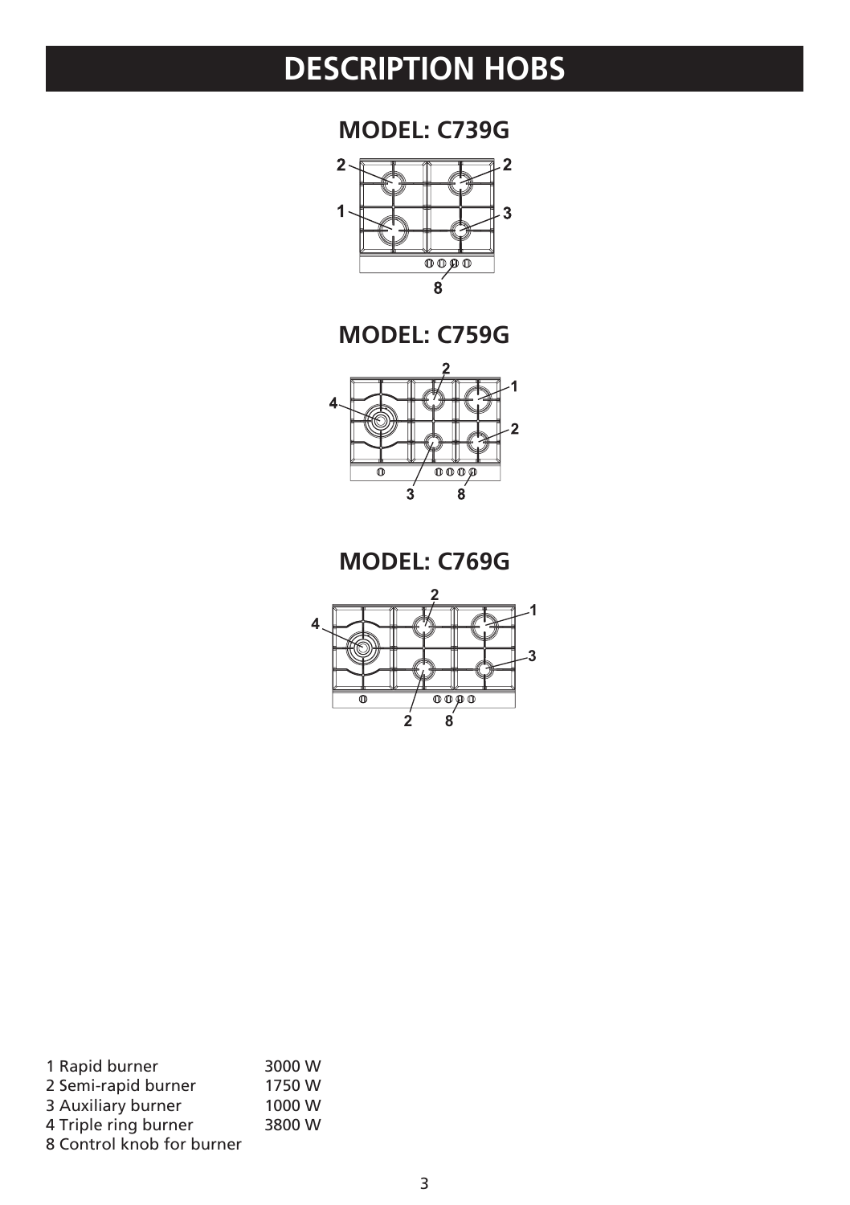# DESCRIPTION HOBS

## MODEL: C739G

## MODEL: C759G

## MODEL: C769G

| | |
|---|---|
| 1 Rapid burner | 3000 W |
| 2 Semi-rapid burner | 1750 W |
| 3 Auxiliary burner | 1000 W |
| 4 Triple ring burner | 3800 W |
| 8 Control knob for burner | |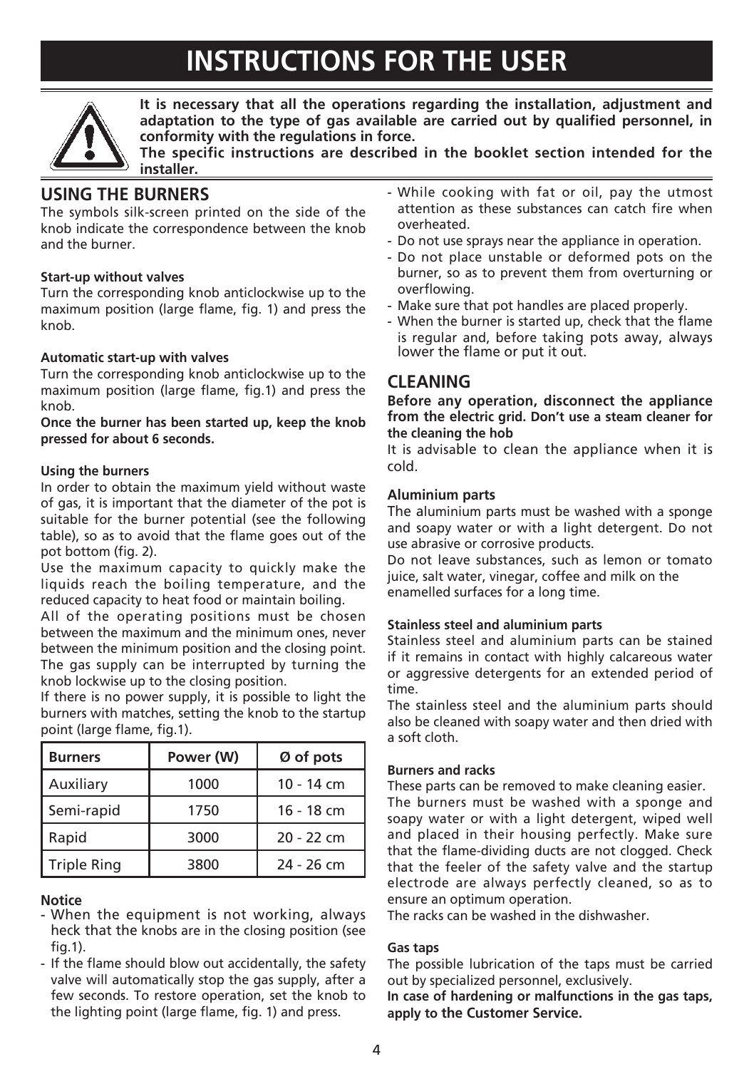# INSTRUCTIONS FOR THE USER

**It is necessary that all the operations regarding the installation, adjustment and adaptation to the type of gas available are carried out by qualified personnel, in conformity with the regulations in force.**
**The specific instructions are described in the booklet section intended for the installer.**

## USING THE BURNERS

The symbols silk-screen printed on the side of the knob indicate the correspondence between the knob and the burner.

**Start-up without valves**

Turn the corresponding knob anticlockwise up to the maximum position (large flame, fig. 1) and press the knob.

**Automatic start-up with valves**

Turn the corresponding knob anticlockwise up to the maximum position (large flame, fig.1) and press the knob.

**Once the burner has been started up, keep the knob pressed for about 6 seconds.**

**Using the burners**

In order to obtain the maximum yield without waste of gas, it is important that the diameter of the pot is suitable for the burner potential (see the following table), so as to avoid that the flame goes out of the pot bottom (fig. 2).

Use the maximum capacity to quickly make the liquids reach the boiling temperature, and the reduced capacity to heat food or maintain boiling.

All of the operating positions must be chosen between the maximum and the minimum ones, never between the minimum position and the closing point. The gas supply can be interrupted by turning the knob lockwise up to the closing position.

If there is no power supply, it is possible to light the burners with matches, setting the knob to the startup point (large flame, fig.1).

| Burners | Power (W) | Ø of pots |
|---|---|---|
| Auxiliary | 1000 | 10 - 14 cm |
| Semi-rapid | 1750 | 16 - 18 cm |
| Rapid | 3000 | 20 - 22 cm |
| Triple Ring | 3800 | 24 - 26 cm |

**Notice**

- When the equipment is not working, always heck that the knobs are in the closing position (see fig.1).
- If the flame should blow out accidentally, the safety valve will automatically stop the gas supply, after a few seconds. To restore operation, set the knob to the lighting point (large flame, fig. 1) and press.
- While cooking with fat or oil, pay the utmost attention as these substances can catch fire when overheated.
- Do not use sprays near the appliance in operation.
- Do not place unstable or deformed pots on the burner, so as to prevent them from overturning or overflowing.
- Make sure that pot handles are placed properly.
- When the burner is started up, check that the flame is regular and, before taking pots away, always lower the flame or put it out.

## CLEANING

**Before any operation, disconnect the appliance from the electric grid. Don't use a steam cleaner for the cleaning the hob**

It is advisable to clean the appliance when it is cold.

**Aluminium parts**

The aluminium parts must be washed with a sponge and soapy water or with a light detergent. Do not use abrasive or corrosive products.

Do not leave substances, such as lemon or tomato juice, salt water, vinegar, coffee and milk on the enamelled surfaces for a long time.

**Stainless steel and aluminium parts**

Stainless steel and aluminium parts can be stained if it remains in contact with highly calcareous water or aggressive detergents for an extended period of time.

The stainless steel and the aluminium parts should also be cleaned with soapy water and then dried with a soft cloth.

**Burners and racks**

These parts can be removed to make cleaning easier.

The burners must be washed with a sponge and soapy water or with a light detergent, wiped well and placed in their housing perfectly. Make sure that the flame-dividing ducts are not clogged. Check that the feeler of the safety valve and the startup electrode are always perfectly cleaned, so as to ensure an optimum operation.

The racks can be washed in the dishwasher.

**Gas taps**

The possible lubrication of the taps must be carried out by specialized personnel, exclusively.

**In case of hardening or malfunctions in the gas taps, apply to the Customer Service.**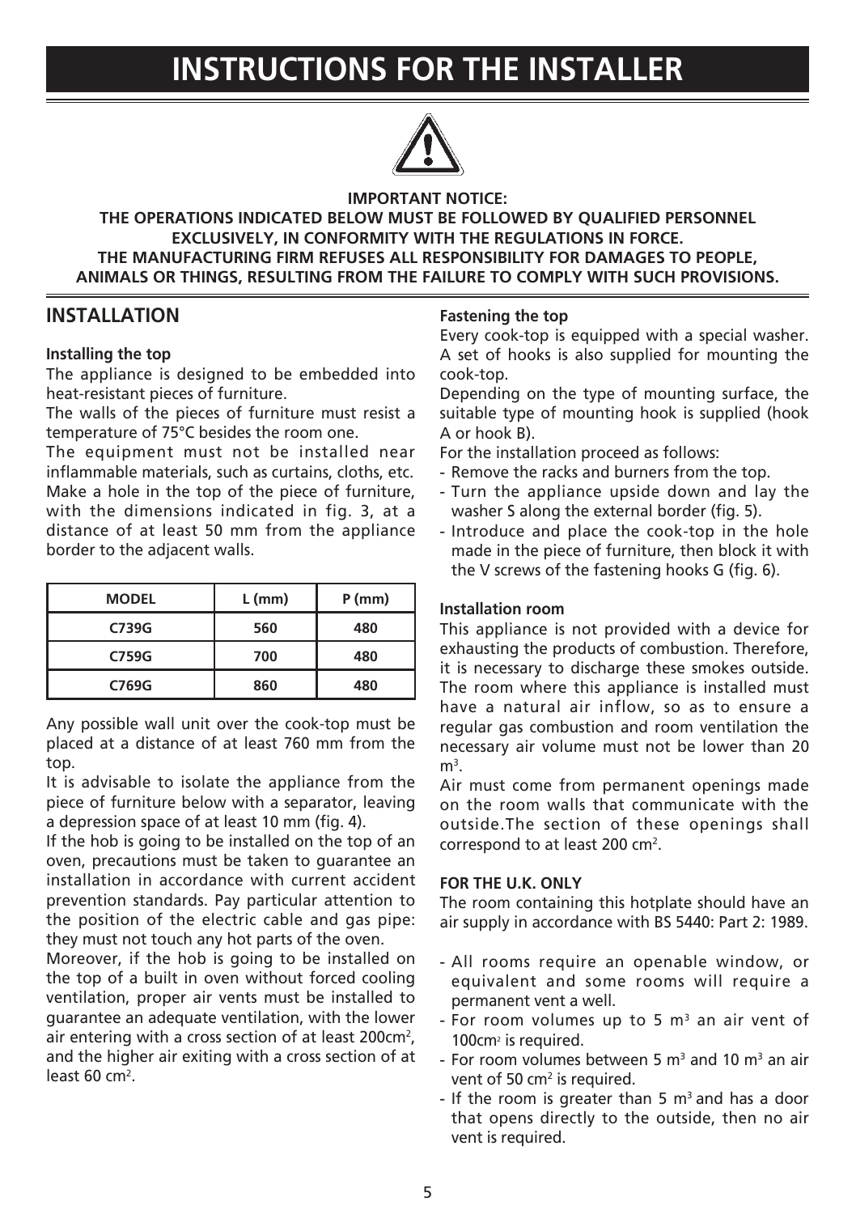# INSTRUCTIONS FOR THE INSTALLER

**IMPORTANT NOTICE:**
**THE OPERATIONS INDICATED BELOW MUST BE FOLLOWED BY QUALIFIED PERSONNEL EXCLUSIVELY, IN CONFORMITY WITH THE REGULATIONS IN FORCE.**
**THE MANUFACTURING FIRM REFUSES ALL RESPONSIBILITY FOR DAMAGES TO PEOPLE, ANIMALS OR THINGS, RESULTING FROM THE FAILURE TO COMPLY WITH SUCH PROVISIONS.**

## INSTALLATION

**Installing the top**

The appliance is designed to be embedded into heat-resistant pieces of furniture.

The walls of the pieces of furniture must resist a temperature of 75°C besides the room one.

The equipment must not be installed near inflammable materials, such as curtains, cloths, etc. Make a hole in the top of the piece of furniture, with the dimensions indicated in fig. 3, at a distance of at least 50 mm from the appliance border to the adjacent walls.

| MODEL | L (mm) | P (mm) |
|---|---|---|
| C739G | 560 | 480 |
| C759G | 700 | 480 |
| C769G | 860 | 480 |

Any possible wall unit over the cook-top must be placed at a distance of at least 760 mm from the top.

It is advisable to isolate the appliance from the piece of furniture below with a separator, leaving a depression space of at least 10 mm (fig. 4).

If the hob is going to be installed on the top of an oven, precautions must be taken to guarantee an installation in accordance with current accident prevention standards. Pay particular attention to the position of the electric cable and gas pipe: they must not touch any hot parts of the oven.

Moreover, if the hob is going to be installed on the top of a built in oven without forced cooling ventilation, proper air vents must be installed to guarantee an adequate ventilation, with the lower air entering with a cross section of at least 200cm$^2$, and the higher air exiting with a cross section of at least 60 cm$^2$.

**Fastening the top**

Every cook-top is equipped with a special washer. A set of hooks is also supplied for mounting the cook-top.

Depending on the type of mounting surface, the suitable type of mounting hook is supplied (hook A or hook B).

For the installation proceed as follows:

- Remove the racks and burners from the top.
- Turn the appliance upside down and lay the washer S along the external border (fig. 5).
- Introduce and place the cook-top in the hole made in the piece of furniture, then block it with the V screws of the fastening hooks G (fig. 6).

**Installation room**

This appliance is not provided with a device for exhausting the products of combustion. Therefore, it is necessary to discharge these smokes outside. The room where this appliance is installed must have a natural air inflow, so as to ensure a regular gas combustion and room ventilation the necessary air volume must not be lower than 20 m$^3$.

Air must come from permanent openings made on the room walls that communicate with the outside.The section of these openings shall correspond to at least 200 cm$^2$.

**FOR THE U.K. ONLY**

The room containing this hotplate should have an air supply in accordance with BS 5440: Part 2: 1989.

- All rooms require an openable window, or equivalent and some rooms will require a permanent vent a well.
- For room volumes up to 5 m$^3$ an air vent of 100cm$^2$ is required.
- For room volumes between 5 m$^3$ and 10 m$^3$ an air vent of 50 cm$^2$ is required.
- If the room is greater than 5 m$^3$ and has a door that opens directly to the outside, then no air vent is required.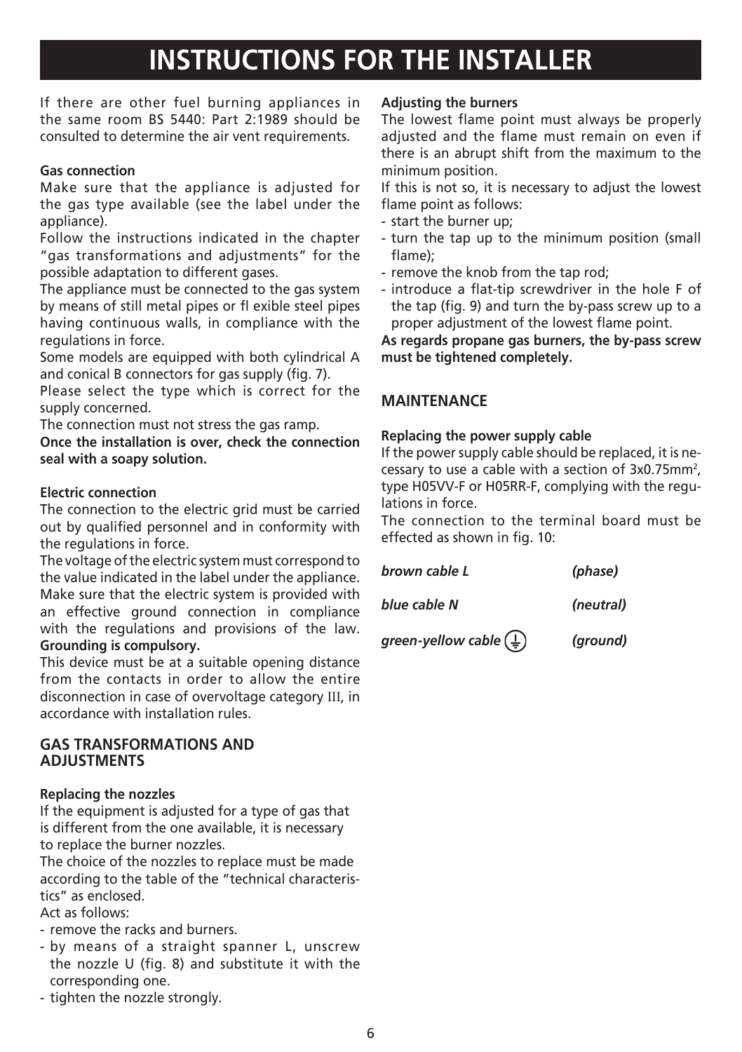# INSTRUCTIONS FOR THE INSTALLER

If there are other fuel burning appliances in the same room BS 5440: Part 2:1989 should be consulted to determine the air vent requirements.

**Gas connection**

Make sure that the appliance is adjusted for the gas type available (see the label under the appliance).

Follow the instructions indicated in the chapter "gas transformations and adjustments" for the possible adaptation to different gases.

The appliance must be connected to the gas system by means of still metal pipes or fl exible steel pipes having continuous walls, in compliance with the regulations in force.

Some models are equipped with both cylindrical A and conical B connectors for gas supply (fig. 7).

Please select the type which is correct for the supply concerned.

The connection must not stress the gas ramp.

**Once the installation is over, check the connection seal with a soapy solution.**

**Electric connection**

The connection to the electric grid must be carried out by qualified personnel and in conformity with the regulations in force.

The voltage of the electric system must correspond to the value indicated in the label under the appliance. Make sure that the electric system is provided with an effective ground connection in compliance with the regulations and provisions of the law. **Grounding is compulsory.**

This device must be at a suitable opening distance from the contacts in order to allow the entire disconnection in case of overvoltage category III, in accordance with installation rules.

## GAS TRANSFORMATIONS AND ADJUSTMENTS

**Replacing the nozzles**

If the equipment is adjusted for a type of gas that is different from the one available, it is necessary to replace the burner nozzles.

The choice of the nozzles to replace must be made according to the table of the "technical characteristics" as enclosed.

Act as follows:

- remove the racks and burners.
- by means of a straight spanner L, unscrew the nozzle U (fig. 8) and substitute it with the corresponding one.
- tighten the nozzle strongly.

**Adjusting the burners**

The lowest flame point must always be properly adjusted and the flame must remain on even if there is an abrupt shift from the maximum to the minimum position.

If this is not so, it is necessary to adjust the lowest flame point as follows:

- start the burner up;
- turn the tap up to the minimum position (small flame);
- remove the knob from the tap rod;
- introduce a flat-tip screwdriver in the hole F of the tap (fig. 9) and turn the by-pass screw up to a proper adjustment of the lowest flame point.

**As regards propane gas burners, the by-pass screw must be tightened completely.**

## MAINTENANCE

**Replacing the power supply cable**

If the power supply cable should be replaced, it is necessary to use a cable with a section of 3x0.75mm$^2$, type H05VV-F or H05RR-F, complying with the regulations in force.

The connection to the terminal board must be effected as shown in fig. 10:

| | |
|---|---|
| *brown cable L* | *(phase)* |
| *blue cable N* | *(neutral)* |
| *green-yellow cable* ⏚ | *(ground)* |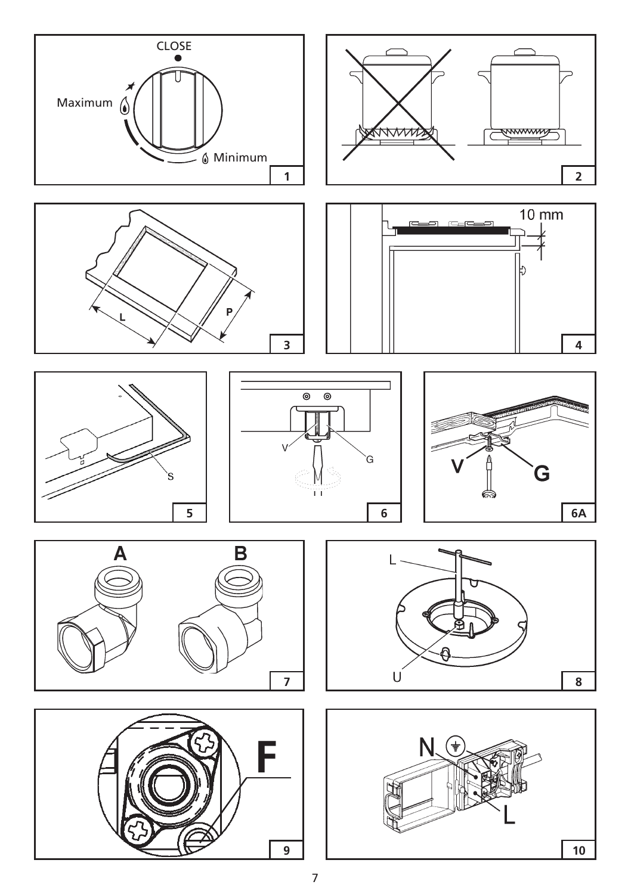CLOSE

Maximum

Minimum

1

2

L

P

3

10 mm

4

S

5

V

G

6

V

G

6A

A

B

7

L

U

8

F

9

N

L

10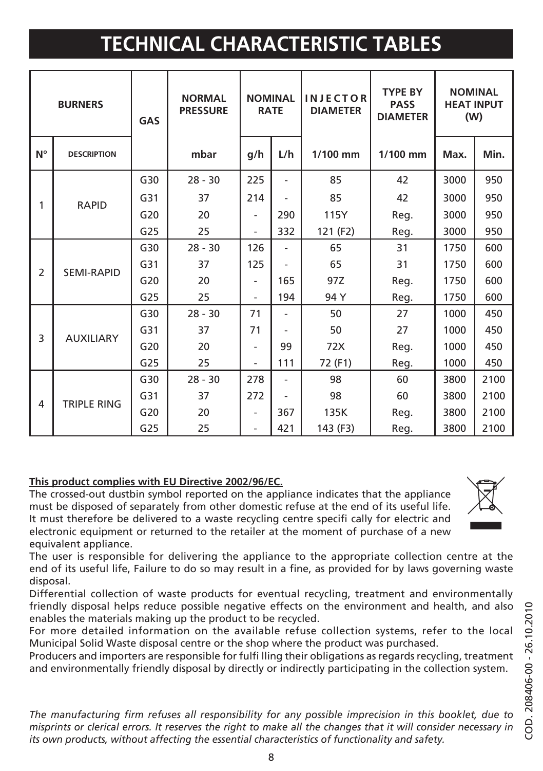# TECHNICAL CHARACTERISTIC TABLES

| BURNERS | | GAS | NORMAL PRESSURE | NOMINAL RATE | | INJECTOR DIAMETER | TYPE BY PASS DIAMETER | NOMINAL HEAT INPUT (W) | |
|---|---|---|---|---|---|---|---|---|---|
| N° | DESCRIPTION | | mbar | g/h | L/h | 1/100 mm | 1/100 mm | Max. | Min. |
| 1 | RAPID | G30 | 28 - 30 | 225 | - | 85 | 42 | 3000 | 950 |
| | | G31 | 37 | 214 | - | 85 | 42 | 3000 | 950 |
| | | G20 | 20 | - | 290 | 115Y | Reg. | 3000 | 950 |
| | | G25 | 25 | - | 332 | 121 (F2) | Reg. | 3000 | 950 |
| 2 | SEMI-RAPID | G30 | 28 - 30 | 126 | - | 65 | 31 | 1750 | 600 |
| | | G31 | 37 | 125 | - | 65 | 31 | 1750 | 600 |
| | | G20 | 20 | - | 165 | 97Z | Reg. | 1750 | 600 |
| | | G25 | 25 | - | 194 | 94 Y | Reg. | 1750 | 600 |
| 3 | AUXILIARY | G30 | 28 - 30 | 71 | - | 50 | 27 | 1000 | 450 |
| | | G31 | 37 | 71 | - | 50 | 27 | 1000 | 450 |
| | | G20 | 20 | - | 99 | 72X | Reg. | 1000 | 450 |
| | | G25 | 25 | - | 111 | 72 (F1) | Reg. | 1000 | 450 |
| 4 | TRIPLE RING | G30 | 28 - 30 | 278 | - | 98 | 60 | 3800 | 2100 |
| | | G31 | 37 | 272 | - | 98 | 60 | 3800 | 2100 |
| | | G20 | 20 | - | 367 | 135K | Reg. | 3800 | 2100 |
| | | G25 | 25 | - | 421 | 143 (F3) | Reg. | 3800 | 2100 |

**This product complies with EU Directive 2002/96/EC.**

The crossed-out dustbin symbol reported on the appliance indicates that the appliance must be disposed of separately from other domestic refuse at the end of its useful life. It must therefore be delivered to a waste recycling centre specifi cally for electric and electronic equipment or returned to the retailer at the moment of purchase of a new equivalent appliance.

The user is responsible for delivering the appliance to the appropriate collection centre at the end of its useful life, Failure to do so may result in a fine, as provided for by laws governing waste disposal.

Differential collection of waste products for eventual recycling, treatment and environmentally friendly disposal helps reduce possible negative effects on the environment and health, and also enables the materials making up the product to be recycled.

For more detailed information on the available refuse collection systems, refer to the local Municipal Solid Waste disposal centre or the shop where the product was purchased.

Producers and importers are responsible for fulfi lling their obligations as regards recycling, treatment and environmentally friendly disposal by directly or indirectly participating in the collection system.

*The manufacturing firm refuses all responsibility for any possible imprecision in this booklet, due to misprints or clerical errors. It reserves the right to make all the changes that it will consider necessary in its own products, without affecting the essential characteristics of functionality and safety.*

COD. 208406-00 - 26.10.2010